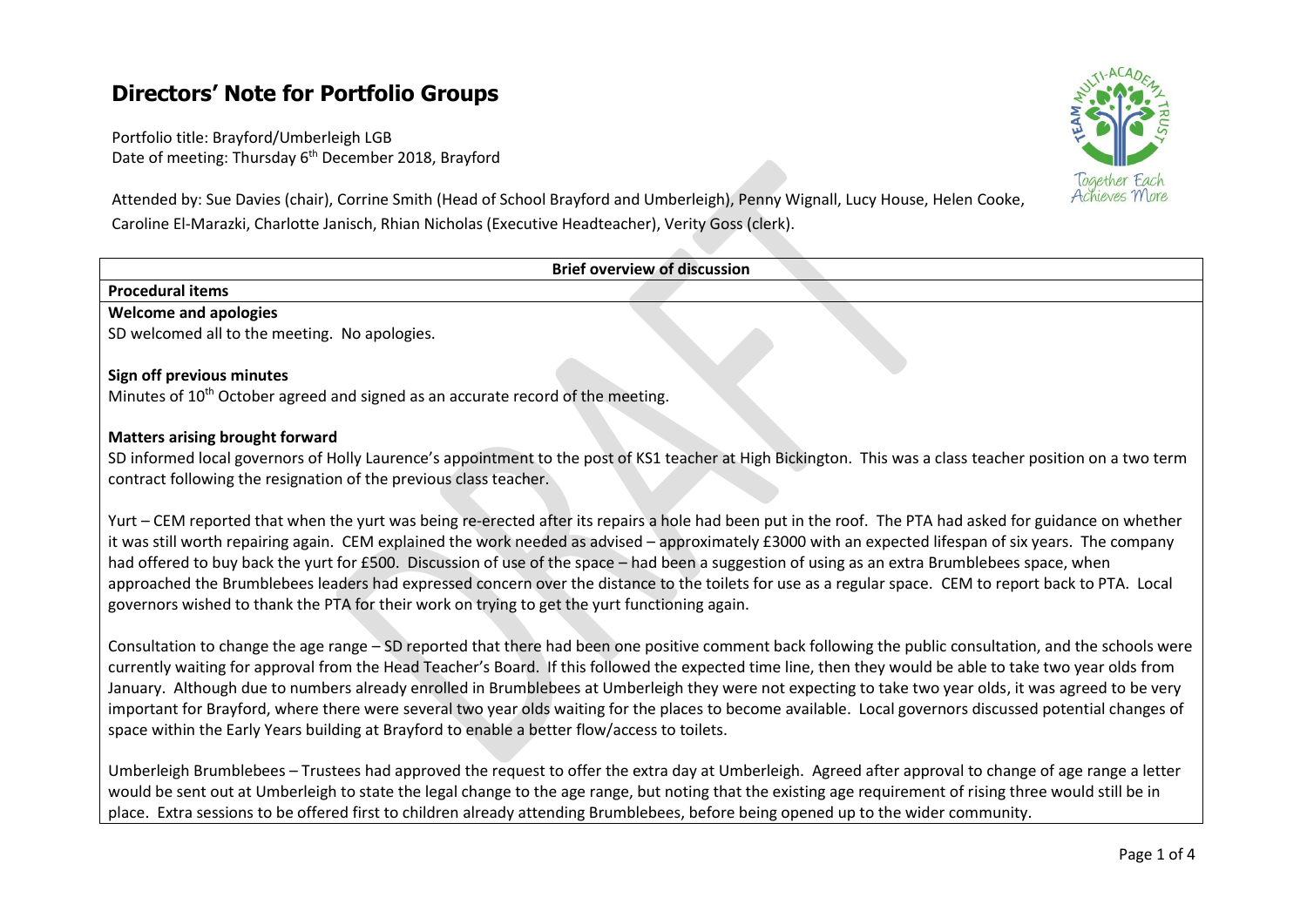# Directors' Note for Portfolio Groups

Portfolio title: Brayford/Umberleigh LGB
Date of meeting: Thursday 6th December 2018, Brayford

Attended by: Sue Davies (chair), Corrine Smith (Head of School Brayford and Umberleigh), Penny Wignall, Lucy House, Helen Cooke, Caroline El-Marazki, Charlotte Janisch, Rhian Nicholas (Executive Headteacher), Verity Goss (clerk).

**Brief overview of discussion**

**Procedural items**

**Welcome and apologies**
SD welcomed all to the meeting. No apologies.

**Sign off previous minutes**
Minutes of 10th October agreed and signed as an accurate record of the meeting.

**Matters arising brought forward**
SD informed local governors of Holly Laurence's appointment to the post of KS1 teacher at High Bickington. This was a class teacher position on a two term contract following the resignation of the previous class teacher.

Yurt – CEM reported that when the yurt was being re-erected after its repairs a hole had been put in the roof. The PTA had asked for guidance on whether it was still worth repairing again. CEM explained the work needed as advised – approximately £3000 with an expected lifespan of six years. The company had offered to buy back the yurt for £500. Discussion of use of the space – had been a suggestion of using as an extra Brumblebees space, when approached the Brumblebees leaders had expressed concern over the distance to the toilets for use as a regular space. CEM to report back to PTA. Local governors wished to thank the PTA for their work on trying to get the yurt functioning again.

Consultation to change the age range – SD reported that there had been one positive comment back following the public consultation, and the schools were currently waiting for approval from the Head Teacher's Board. If this followed the expected time line, then they would be able to take two year olds from January. Although due to numbers already enrolled in Brumblebees at Umberleigh they were not expecting to take two year olds, it was agreed to be very important for Brayford, where there were several two year olds waiting for the places to become available. Local governors discussed potential changes of space within the Early Years building at Brayford to enable a better flow/access to toilets.

Umberleigh Brumblebees – Trustees had approved the request to offer the extra day at Umberleigh. Agreed after approval to change of age range a letter would be sent out at Umberleigh to state the legal change to the age range, but noting that the existing age requirement of rising three would still be in place. Extra sessions to be offered first to children already attending Brumblebees, before being opened up to the wider community.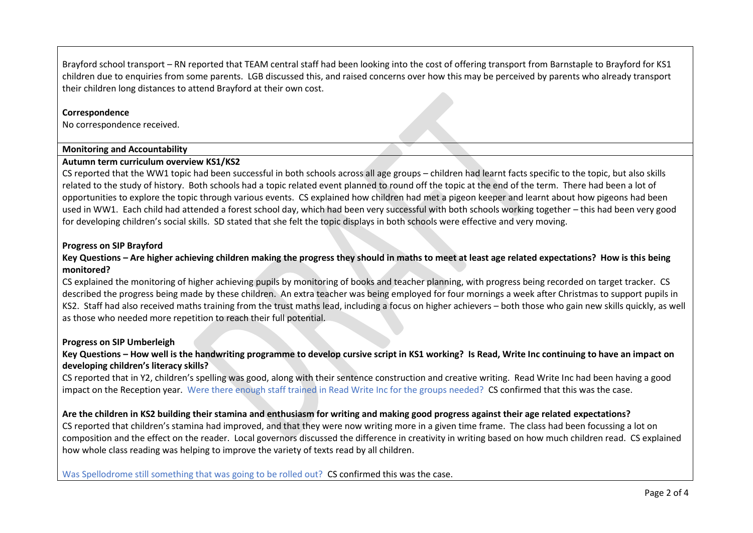Brayford school transport – RN reported that TEAM central staff had been looking into the cost of offering transport from Barnstaple to Brayford for KS1 children due to enquiries from some parents. LGB discussed this, and raised concerns over how this may be perceived by parents who already transport their children long distances to attend Brayford at their own cost.

**Correspondence**

No correspondence received.

**Monitoring and Accountability**

**Autumn term curriculum overview KS1/KS2**

CS reported that the WW1 topic had been successful in both schools across all age groups – children had learnt facts specific to the topic, but also skills related to the study of history. Both schools had a topic related event planned to round off the topic at the end of the term. There had been a lot of opportunities to explore the topic through various events. CS explained how children had met a pigeon keeper and learnt about how pigeons had been used in WW1. Each child had attended a forest school day, which had been very successful with both schools working together – this had been very good for developing children's social skills. SD stated that she felt the topic displays in both schools were effective and very moving.

**Progress on SIP Brayford**

**Key Questions – Are higher achieving children making the progress they should in maths to meet at least age related expectations? How is this being monitored?**

CS explained the monitoring of higher achieving pupils by monitoring of books and teacher planning, with progress being recorded on target tracker. CS described the progress being made by these children. An extra teacher was being employed for four mornings a week after Christmas to support pupils in KS2. Staff had also received maths training from the trust maths lead, including a focus on higher achievers – both those who gain new skills quickly, as well as those who needed more repetition to reach their full potential.

**Progress on SIP Umberleigh**

**Key Questions – How well is the handwriting programme to develop cursive script in KS1 working? Is Read, Write Inc continuing to have an impact on developing children's literacy skills?**

CS reported that in Y2, children's spelling was good, along with their sentence construction and creative writing. Read Write Inc had been having a good impact on the Reception year. Were there enough staff trained in Read Write Inc for the groups needed? CS confirmed that this was the case.

**Are the children in KS2 building their stamina and enthusiasm for writing and making good progress against their age related expectations?**

CS reported that children's stamina had improved, and that they were now writing more in a given time frame. The class had been focussing a lot on composition and the effect on the reader. Local governors discussed the difference in creativity in writing based on how much children read. CS explained how whole class reading was helping to improve the variety of texts read by all children.

Was Spellodrome still something that was going to be rolled out? CS confirmed this was the case.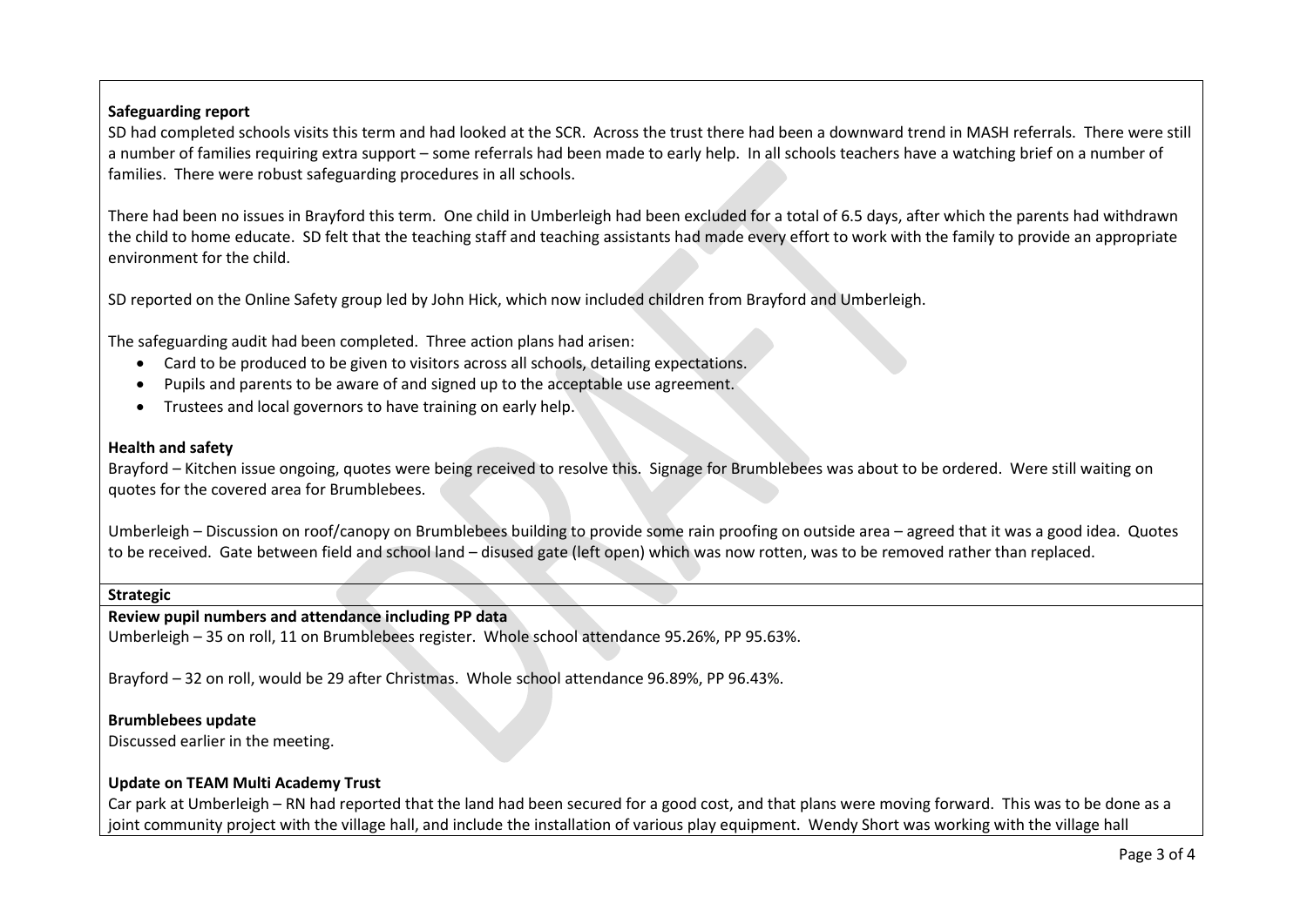**Safeguarding report**

SD had completed schools visits this term and had looked at the SCR. Across the trust there had been a downward trend in MASH referrals. There were still a number of families requiring extra support – some referrals had been made to early help. In all schools teachers have a watching brief on a number of families. There were robust safeguarding procedures in all schools.

There had been no issues in Brayford this term. One child in Umberleigh had been excluded for a total of 6.5 days, after which the parents had withdrawn the child to home educate. SD felt that the teaching staff and teaching assistants had made every effort to work with the family to provide an appropriate environment for the child.

SD reported on the Online Safety group led by John Hick, which now included children from Brayford and Umberleigh.

The safeguarding audit had been completed. Three action plans had arisen:

- Card to be produced to be given to visitors across all schools, detailing expectations.
- Pupils and parents to be aware of and signed up to the acceptable use agreement.
- Trustees and local governors to have training on early help.

**Health and safety**

Brayford – Kitchen issue ongoing, quotes were being received to resolve this. Signage for Brumblebees was about to be ordered. Were still waiting on quotes for the covered area for Brumblebees.

Umberleigh – Discussion on roof/canopy on Brumblebees building to provide some rain proofing on outside area – agreed that it was a good idea. Quotes to be received. Gate between field and school land – disused gate (left open) which was now rotten, was to be removed rather than replaced.

**Strategic**

**Review pupil numbers and attendance including PP data**

Umberleigh – 35 on roll, 11 on Brumblebees register. Whole school attendance 95.26%, PP 95.63%.

Brayford – 32 on roll, would be 29 after Christmas. Whole school attendance 96.89%, PP 96.43%.

**Brumblebees update**

Discussed earlier in the meeting.

**Update on TEAM Multi Academy Trust**

Car park at Umberleigh – RN had reported that the land had been secured for a good cost, and that plans were moving forward. This was to be done as a joint community project with the village hall, and include the installation of various play equipment. Wendy Short was working with the village hall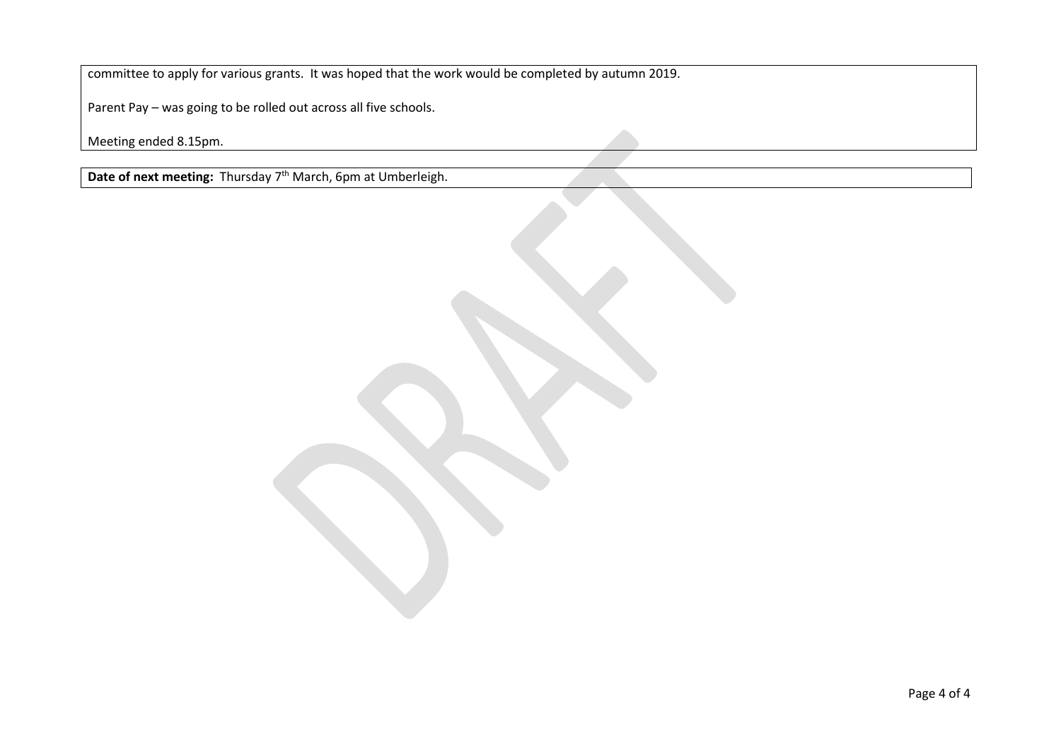committee to apply for various grants. It was hoped that the work would be completed by autumn 2019.

Parent Pay – was going to be rolled out across all five schools.

Meeting ended 8.15pm.

**Date of next meeting:** Thursday 7th March, 6pm at Umberleigh.